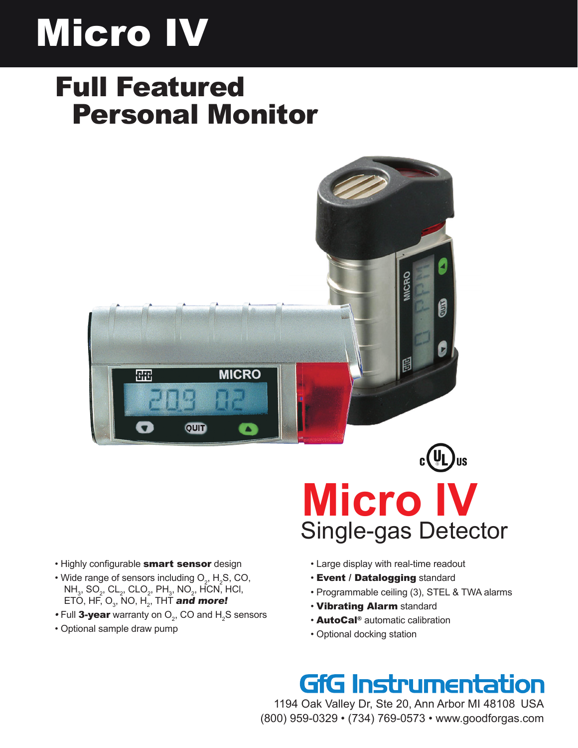# Micro IV

## Full Featured Personal Monitor

# Micro IV

## Single-gas Detector

- Highly configurable **smart sensor** design
- Wide range of sensors including $O_2$, $H_2S$, CO, $NH_3$, $SO_2$, $CL_2$, $CLO_2$, $PH_3$, $NO_2$, HCN, HCl, ETO, HF, $O_3$, NO, $H_2$, THT ***and more!***
- Full **3-year** warranty on $O_2$, CO and $H_2S$ sensors
- Optional sample draw pump

- Large display with real-time readout
- **Event / Datalogging** standard
- Programmable ceiling (3), STEL & TWA alarms
- **Vibrating Alarm** standard
- **AutoCal®** automatic calibration
- Optional docking station

**GfG Instrumentation**

1194 Oak Valley Dr, Ste 20, Ann Arbor MI 48108 USA

(800) 959-0329 • (734) 769-0573 • www.goodforgas.com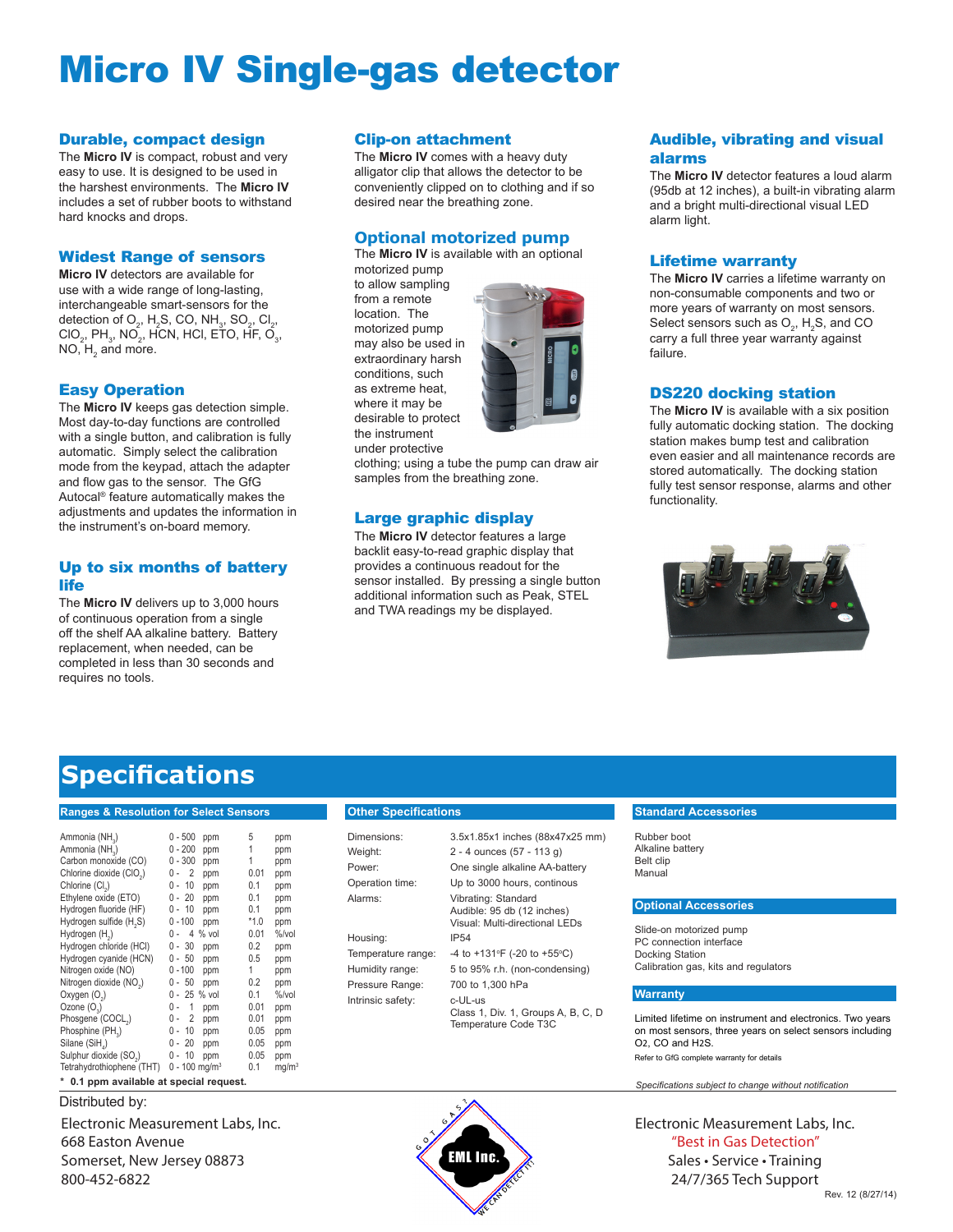# Micro IV Single-gas detector

## Durable, compact design

The **Micro IV** is compact, robust and very easy to use. It is designed to be used in the harshest environments. The **Micro IV** includes a set of rubber boots to withstand hard knocks and drops.

## Widest Range of sensors

**Micro IV** detectors are available for use with a wide range of long-lasting, interchangeable smart-sensors for the detection of $O_2$, $H_2S$, CO, $NH_3$, $SO_2$, $Cl_2$, $ClO_2$, $PH_3$, $NO_2$, HCN, HCl, ETO, HF, $O_3$, NO, $H_2$ and more.

## Easy Operation

The **Micro IV** keeps gas detection simple. Most day-to-day functions are controlled with a single button, and calibration is fully automatic. Simply select the calibration mode from the keypad, attach the adapter and flow gas to the sensor. The GfG Autocal® feature automatically makes the adjustments and updates the information in the instrument's on-board memory.

## Up to six months of battery life

The **Micro IV** delivers up to 3,000 hours of continuous operation from a single off the shelf AA alkaline battery. Battery replacement, when needed, can be completed in less than 30 seconds and requires no tools.

## Clip-on attachment

The **Micro IV** comes with a heavy duty alligator clip that allows the detector to be conveniently clipped on to clothing and if so desired near the breathing zone.

## Optional motorized pump

The **Micro IV** is available with an optional motorized pump to allow sampling from a remote location. The motorized pump may also be used in extraordinary harsh conditions, such as extreme heat, where it may be desirable to protect the instrument under protective clothing; using a tube the pump can draw air samples from the breathing zone.

## Large graphic display

The **Micro IV** detector features a large backlit easy-to-read graphic display that provides a continuous readout for the sensor installed. By pressing a single button additional information such as Peak, STEL and TWA readings my be displayed.

## Audible, vibrating and visual alarms

The **Micro IV** detector features a loud alarm (95db at 12 inches), a built-in vibrating alarm and a bright multi-directional visual LED alarm light.

## Lifetime warranty

The **Micro IV** carries a lifetime warranty on non-consumable components and two or more years of warranty on most sensors. Select sensors such as $O_2$, $H_2S$, and CO carry a full three year warranty against failure.

## DS220 docking station

The **Micro IV** is available with a six position fully automatic docking station. The docking station makes bump test and calibration even easier and all maintenance records are stored automatically. The docking station fully test sensor response, alarms and other functionality.

# Specifications

### Ranges & Resolution for Select Sensors

| Sensor | Range | | Resolution | |
|---|---|---|---|---|
| Ammonia ($NH_3$) | 0 - 500 | ppm | 5 | ppm |
| Ammonia ($NH_3$) | 0 - 200 | ppm | 1 | ppm |
| Carbon monoxide (CO) | 0 - 300 | ppm | 1 | ppm |
| Chlorine dioxide ($ClO_2$) | 0 - 2 | ppm | 0.01 | ppm |
| Chlorine ($Cl_2$) | 0 - 10 | ppm | 0.1 | ppm |
| Ethylene oxide (ETO) | 0 - 20 | ppm | 0.1 | ppm |
| Hydrogen fluoride (HF) | 0 - 10 | ppm | 0.1 | ppm |
| Hydrogen sulfide ($H_2S$) | 0 - 100 | ppm | *1.0 | ppm |
| Hydrogen ($H_2$) | 0 - 4 | % vol | 0.01 | %/vol |
| Hydrogen chloride (HCl) | 0 - 30 | ppm | 0.2 | ppm |
| Hydrogen cyanide (HCN) | 0 - 50 | ppm | 0.5 | ppm |
| Nitrogen oxide (NO) | 0 - 100 | ppm | 1 | ppm |
| Nitrogen dioxide ($NO_2$) | 0 - 50 | ppm | 0.2 | ppm |
| Oxygen ($O_2$) | 0 - 25 | % vol | 0.1 | %/vol |
| Ozone ($O_3$) | 0 - 1 | ppm | 0.01 | ppm |
| Phosgene ($COCL_2$) | 0 - 2 | ppm | 0.01 | ppm |
| Phosphine ($PH_3$) | 0 - 10 | ppm | 0.05 | ppm |
| Silane ($SiH_4$) | 0 - 20 | ppm | 0.05 | ppm |
| Sulphur dioxide ($SO_2$) | 0 - 10 | ppm | 0.05 | ppm |
| Tetrahydrothiophene (THT) | 0 - 100 | $mg/m^3$ | 0.1 | $mg/m^3$ |

**\* 0.1 ppm available at special request.**

### Other Specifications

| | |
|---|---|
| Dimensions: | 3.5x1.85x1 inches (88x47x25 mm) |
| Weight: | 2 - 4 ounces (57 - 113 g) |
| Power: | One single alkaline AA-battery |
| Operation time: | Up to 3000 hours, continous |
| Alarms: | Vibrating: Standard<br>Audible: 95 db (12 inches)<br>Visual: Multi-directional LEDs |
| Housing: | IP54 |
| Temperature range: | -4 to +131°F (-20 to +55°C) |
| Humidity range: | 5 to 95% r.h. (non-condensing) |
| Pressure Range: | 700 to 1,300 hPa |
| Intrinsic safety: | c-UL-us<br>Class 1, Div. 1, Groups A, B, C, D<br>Temperature Code T3C |

### Standard Accessories

Rubber boot
Alkaline battery
Belt clip
Manual

### Optional Accessories

Slide-on motorized pump
PC connection interface
Docking Station
Calibration gas, kits and regulators

### Warranty

Limited lifetime on instrument and electronics. Two years on most sensors, three years on select sensors including O2, CO and H2S.

Refer to GfG complete warranty for details

*Specifications subject to change without notification*

Distributed by:

Electronic Measurement Labs, Inc.
668 Easton Avenue
Somerset, New Jersey 08873
800-452-6822

GOT GAS? EML Inc. WE CAN DETECT IT!

Electronic Measurement Labs, Inc.
"Best in Gas Detection"
Sales • Service • Training
24/7/365 Tech Support

Rev. 12 (8/27/14)